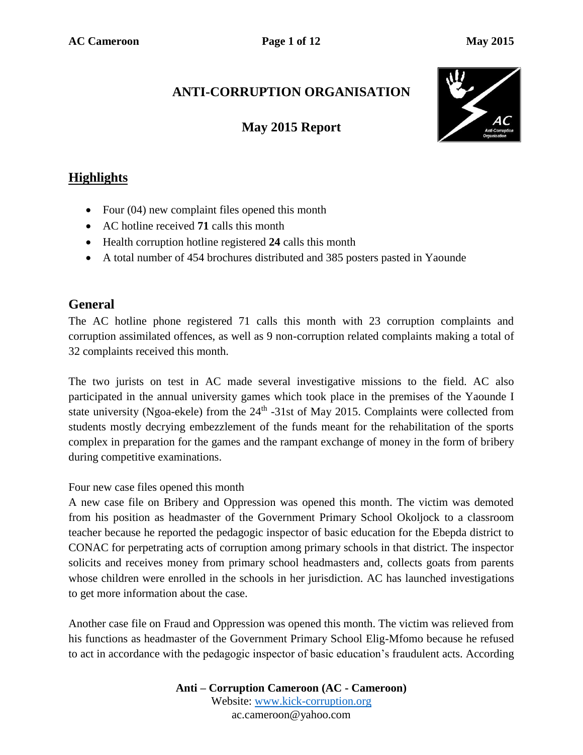# ANTI-CORRUPTION ORGANISATION

## May 2015 Report

## Highlights

- Four (04) new complaint files opened this month
- AC hotline received **71** calls this month
- Health corruption hotline registered **24** calls this month
- A total number of 454 brochures distributed and 385 posters pasted in Yaounde

## General

The AC hotline phone registered 71 calls this month with 23 corruption complaints and corruption assimilated offences, as well as 9 non-corruption related complaints making a total of 32 complaints received this month.

The two jurists on test in AC made several investigative missions to the field. AC also participated in the annual university games which took place in the premises of the Yaounde I state university (Ngoa-ekele) from the 24th -31st of May 2015. Complaints were collected from students mostly decrying embezzlement of the funds meant for the rehabilitation of the sports complex in preparation for the games and the rampant exchange of money in the form of bribery during competitive examinations.

Four new case files opened this month

A new case file on Bribery and Oppression was opened this month. The victim was demoted from his position as headmaster of the Government Primary School Okoljock to a classroom teacher because he reported the pedagogic inspector of basic education for the Ebepda district to CONAC for perpetrating acts of corruption among primary schools in that district. The inspector solicits and receives money from primary school headmasters and, collects goats from parents whose children were enrolled in the schools in her jurisdiction. AC has launched investigations to get more information about the case.

Another case file on Fraud and Oppression was opened this month. The victim was relieved from his functions as headmaster of the Government Primary School Elig-Mfomo because he refused to act in accordance with the pedagogic inspector of basic education's fraudulent acts. According

**Anti – Corruption Cameroon (AC - Cameroon)**
Website: www.kick-corruption.org
ac.cameroon@yahoo.com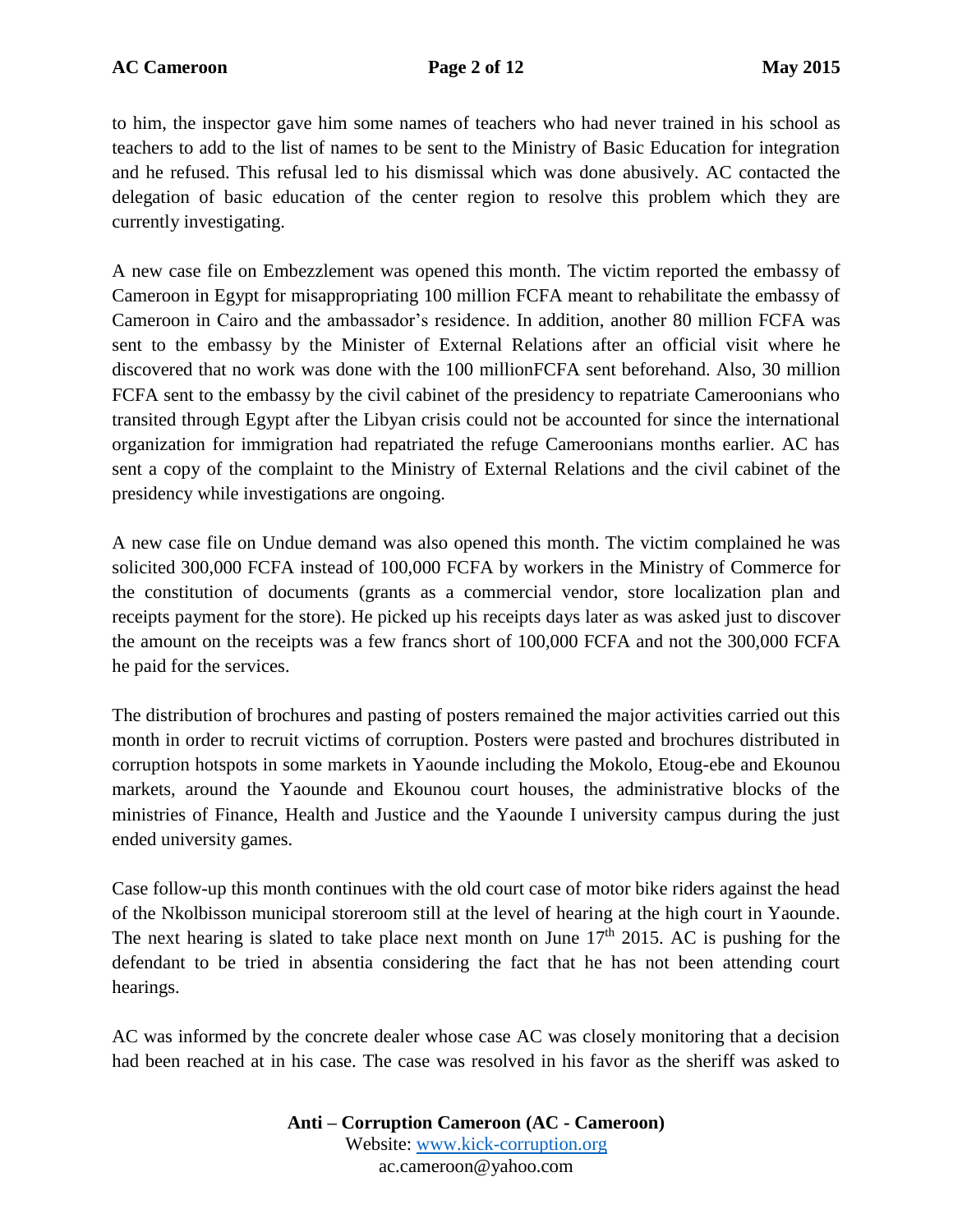to him, the inspector gave him some names of teachers who had never trained in his school as teachers to add to the list of names to be sent to the Ministry of Basic Education for integration and he refused. This refusal led to his dismissal which was done abusively. AC contacted the delegation of basic education of the center region to resolve this problem which they are currently investigating.

A new case file on Embezzlement was opened this month. The victim reported the embassy of Cameroon in Egypt for misappropriating 100 million FCFA meant to rehabilitate the embassy of Cameroon in Cairo and the ambassador's residence. In addition, another 80 million FCFA was sent to the embassy by the Minister of External Relations after an official visit where he discovered that no work was done with the 100 millionFCFA sent beforehand. Also, 30 million FCFA sent to the embassy by the civil cabinet of the presidency to repatriate Cameroonians who transited through Egypt after the Libyan crisis could not be accounted for since the international organization for immigration had repatriated the refuge Cameroonians months earlier. AC has sent a copy of the complaint to the Ministry of External Relations and the civil cabinet of the presidency while investigations are ongoing.

A new case file on Undue demand was also opened this month. The victim complained he was solicited 300,000 FCFA instead of 100,000 FCFA by workers in the Ministry of Commerce for the constitution of documents (grants as a commercial vendor, store localization plan and receipts payment for the store). He picked up his receipts days later as was asked just to discover the amount on the receipts was a few francs short of 100,000 FCFA and not the 300,000 FCFA he paid for the services.

The distribution of brochures and pasting of posters remained the major activities carried out this month in order to recruit victims of corruption. Posters were pasted and brochures distributed in corruption hotspots in some markets in Yaounde including the Mokolo, Etoug-ebe and Ekounou markets, around the Yaounde and Ekounou court houses, the administrative blocks of the ministries of Finance, Health and Justice and the Yaounde I university campus during the just ended university games.

Case follow-up this month continues with the old court case of motor bike riders against the head of the Nkolbisson municipal storeroom still at the level of hearing at the high court in Yaounde. The next hearing is slated to take place next month on June 17th 2015. AC is pushing for the defendant to be tried in absentia considering the fact that he has not been attending court hearings.

AC was informed by the concrete dealer whose case AC was closely monitoring that a decision had been reached at in his case. The case was resolved in his favor as the sheriff was asked to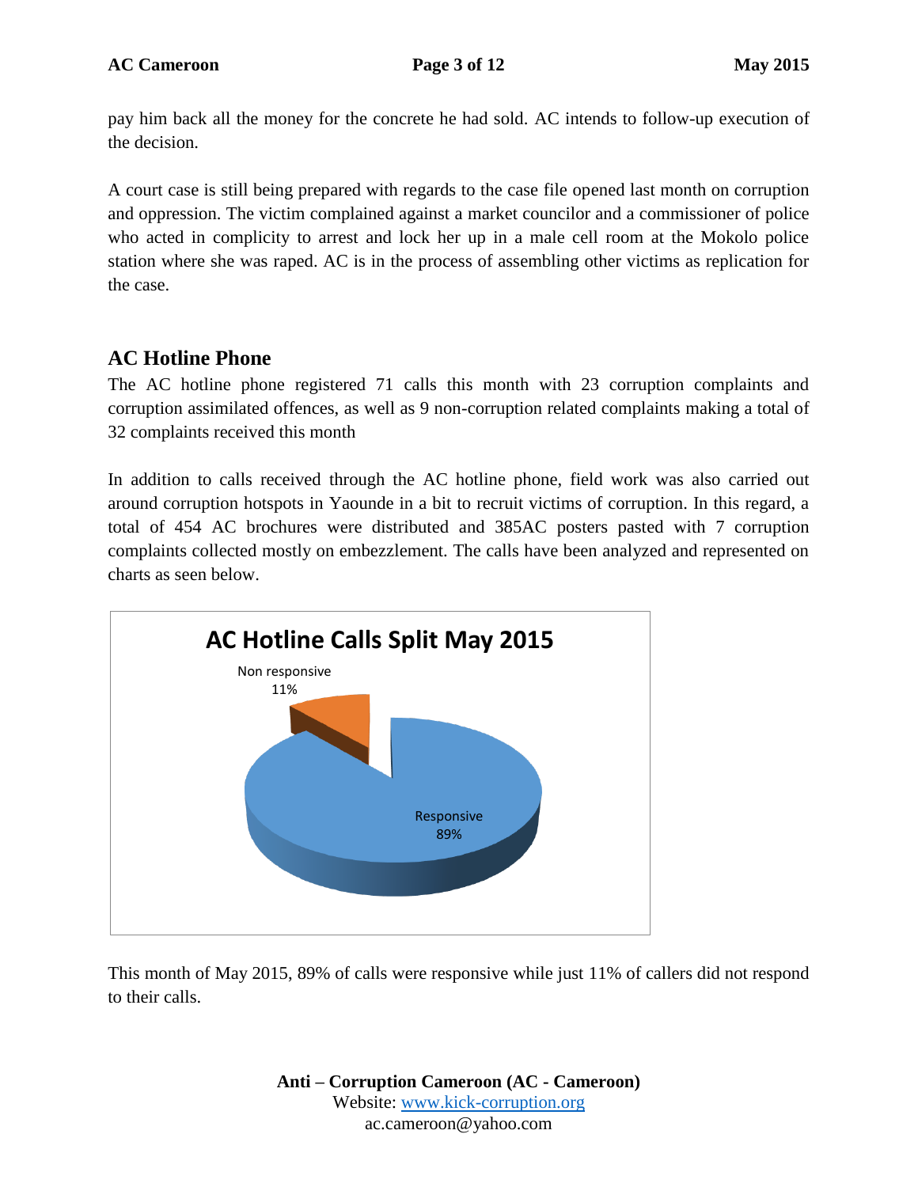pay him back all the money for the concrete he had sold. AC intends to follow-up execution of the decision.

A court case is still being prepared with regards to the case file opened last month on corruption and oppression. The victim complained against a market councilor and a commissioner of police who acted in complicity to arrest and lock her up in a male cell room at the Mokolo police station where she was raped. AC is in the process of assembling other victims as replication for the case.

## AC Hotline Phone

The AC hotline phone registered 71 calls this month with 23 corruption complaints and corruption assimilated offences, as well as 9 non-corruption related complaints making a total of 32 complaints received this month

In addition to calls received through the AC hotline phone, field work was also carried out around corruption hotspots in Yaounde in a bit to recruit victims of corruption. In this regard, a total of 454 AC brochures were distributed and 385AC posters pasted with 7 corruption complaints collected mostly on embezzlement. The calls have been analyzed and represented on charts as seen below.

**AC Hotline Calls Split May 2015**

| Category | Percentage |
| --- | --- |
| Non responsive | 11% |
| Responsive | 89% |

This month of May 2015, 89% of calls were responsive while just 11% of callers did not respond to their calls.

**Anti – Corruption Cameroon (AC - Cameroon)**
Website: www.kick-corruption.org
ac.cameroon@yahoo.com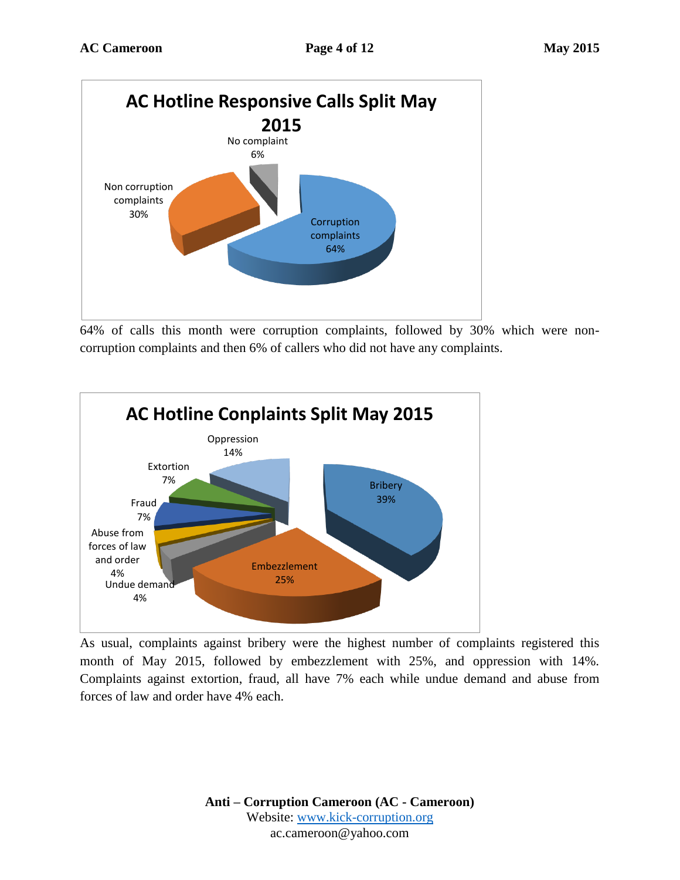**AC Hotline Responsive Calls Split May 2015**

- No complaint 6%
- Non corruption complaints 30%
- Corruption complaints 64%

64% of calls this month were corruption complaints, followed by 30% which were non-corruption complaints and then 6% of callers who did not have any complaints.

**AC Hotline Conplaints Split May 2015**

- Oppression 14%
- Extortion 7%
- Fraud 7%
- Abuse from forces of law and order 4%
- Undue demand 4%
- Embezzlement 25%
- Bribery 39%

As usual, complaints against bribery were the highest number of complaints registered this month of May 2015, followed by embezzlement with 25%, and oppression with 14%. Complaints against extortion, fraud, all have 7% each while undue demand and abuse from forces of law and order have 4% each.

**Anti – Corruption Cameroon (AC - Cameroon)**
Website: [www.kick-corruption.org](http://www.kick-corruption.org)
ac.cameroon@yahoo.com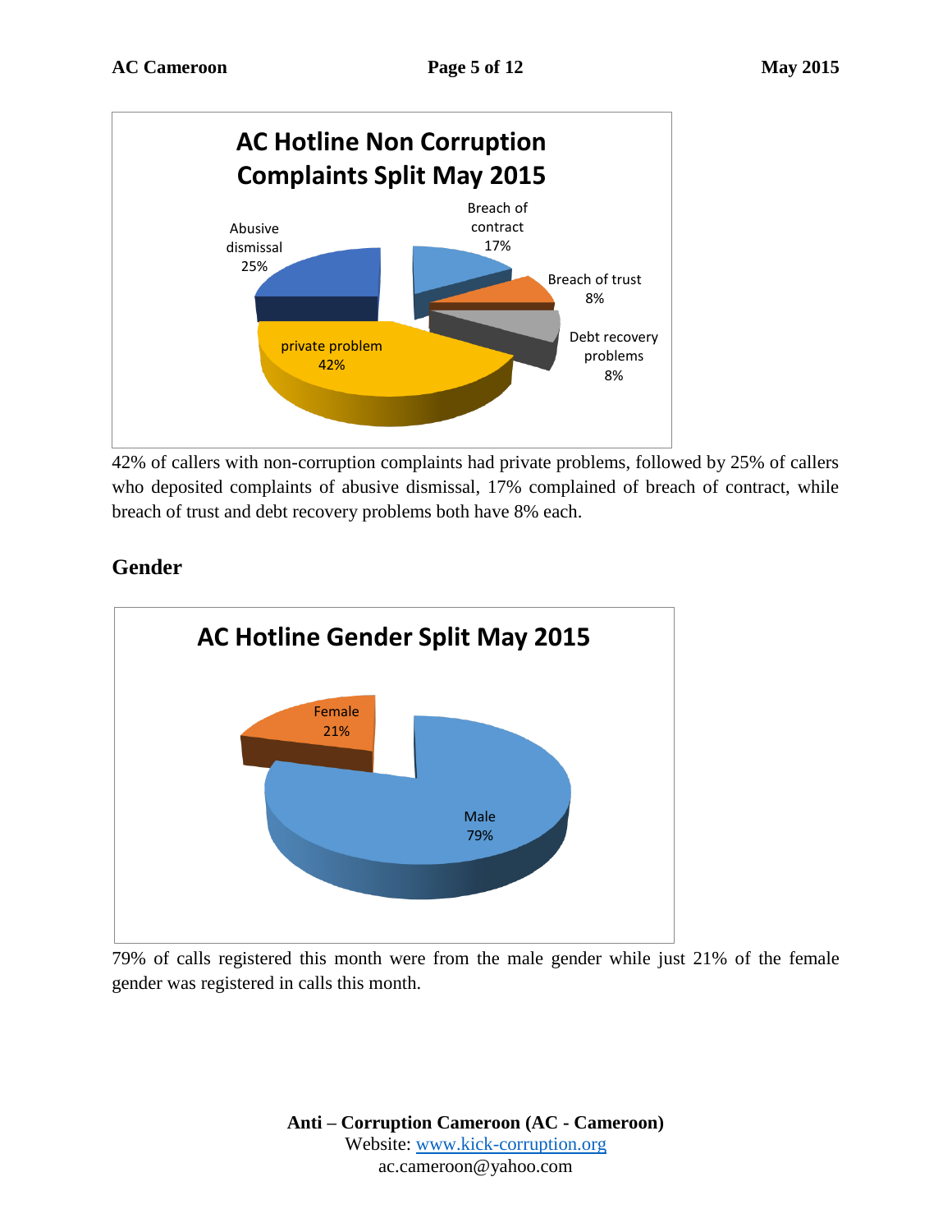**AC Hotline Non Corruption Complaints Split May 2015**

| Category | Percentage |
| --- | --- |
| private problem | 42% |
| Abusive dismissal | 25% |
| Breach of contract | 17% |
| Breach of trust | 8% |
| Debt recovery problems | 8% |

42% of callers with non-corruption complaints had private problems, followed by 25% of callers who deposited complaints of abusive dismissal, 17% complained of breach of contract, while breach of trust and debt recovery problems both have 8% each.

## Gender

**AC Hotline Gender Split May 2015**

| Gender | Percentage |
| --- | --- |
| Male | 79% |
| Female | 21% |

79% of calls registered this month were from the male gender while just 21% of the female gender was registered in calls this month.

**Anti – Corruption Cameroon (AC - Cameroon)**
Website: www.kick-corruption.org
ac.cameroon@yahoo.com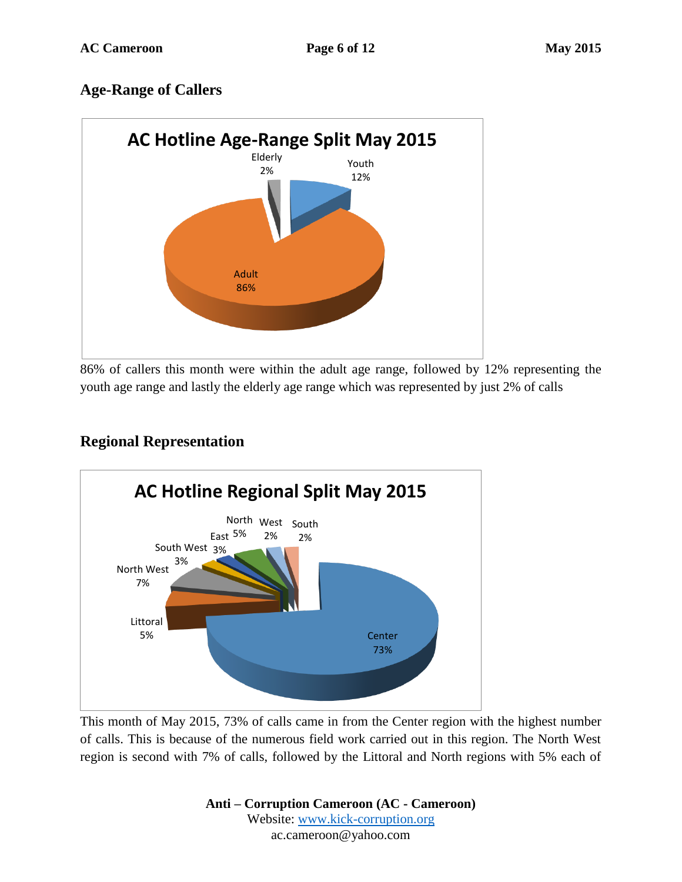## Age-Range of Callers

**AC Hotline Age-Range Split May 2015**

Elderly 2%
Youth 12%
Adult 86%

86% of callers this month were within the adult age range, followed by 12% representing the youth age range and lastly the elderly age range which was represented by just 2% of calls

## Regional Representation

**AC Hotline Regional Split May 2015**

North 5%
West 2%
South 2%
East 3%
South West 3%
North West 7%
Littoral 5%
Center 73%

This month of May 2015, 73% of calls came in from the Center region with the highest number of calls. This is because of the numerous field work carried out in this region. The North West region is second with 7% of calls, followed by the Littoral and North regions with 5% each of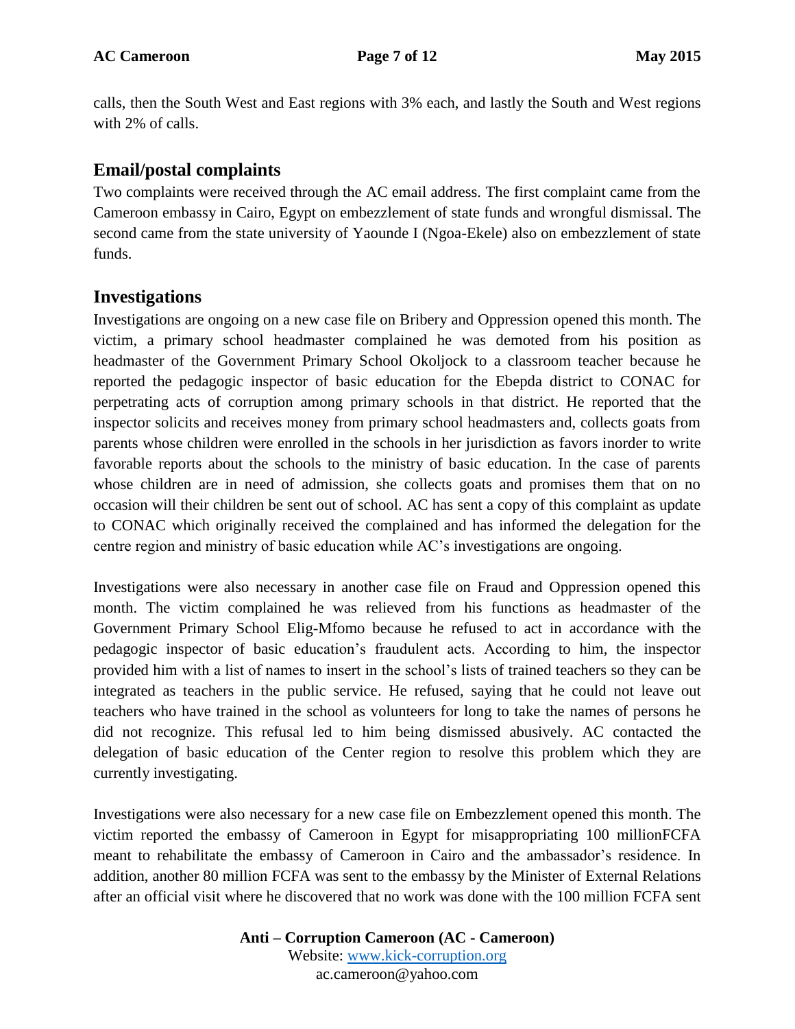calls, then the South West and East regions with 3% each, and lastly the South and West regions with 2% of calls.

## Email/postal complaints

Two complaints were received through the AC email address. The first complaint came from the Cameroon embassy in Cairo, Egypt on embezzlement of state funds and wrongful dismissal. The second came from the state university of Yaounde I (Ngoa-Ekele) also on embezzlement of state funds.

## Investigations

Investigations are ongoing on a new case file on Bribery and Oppression opened this month. The victim, a primary school headmaster complained he was demoted from his position as headmaster of the Government Primary School Okoljock to a classroom teacher because he reported the pedagogic inspector of basic education for the Ebepda district to CONAC for perpetrating acts of corruption among primary schools in that district. He reported that the inspector solicits and receives money from primary school headmasters and, collects goats from parents whose children were enrolled in the schools in her jurisdiction as favors inorder to write favorable reports about the schools to the ministry of basic education. In the case of parents whose children are in need of admission, she collects goats and promises them that on no occasion will their children be sent out of school. AC has sent a copy of this complaint as update to CONAC which originally received the complained and has informed the delegation for the centre region and ministry of basic education while AC's investigations are ongoing.

Investigations were also necessary in another case file on Fraud and Oppression opened this month. The victim complained he was relieved from his functions as headmaster of the Government Primary School Elig-Mfomo because he refused to act in accordance with the pedagogic inspector of basic education's fraudulent acts. According to him, the inspector provided him with a list of names to insert in the school's lists of trained teachers so they can be integrated as teachers in the public service. He refused, saying that he could not leave out teachers who have trained in the school as volunteers for long to take the names of persons he did not recognize. This refusal led to him being dismissed abusively. AC contacted the delegation of basic education of the Center region to resolve this problem which they are currently investigating.

Investigations were also necessary for a new case file on Embezzlement opened this month. The victim reported the embassy of Cameroon in Egypt for misappropriating 100 millionFCFA meant to rehabilitate the embassy of Cameroon in Cairo and the ambassador's residence. In addition, another 80 million FCFA was sent to the embassy by the Minister of External Relations after an official visit where he discovered that no work was done with the 100 million FCFA sent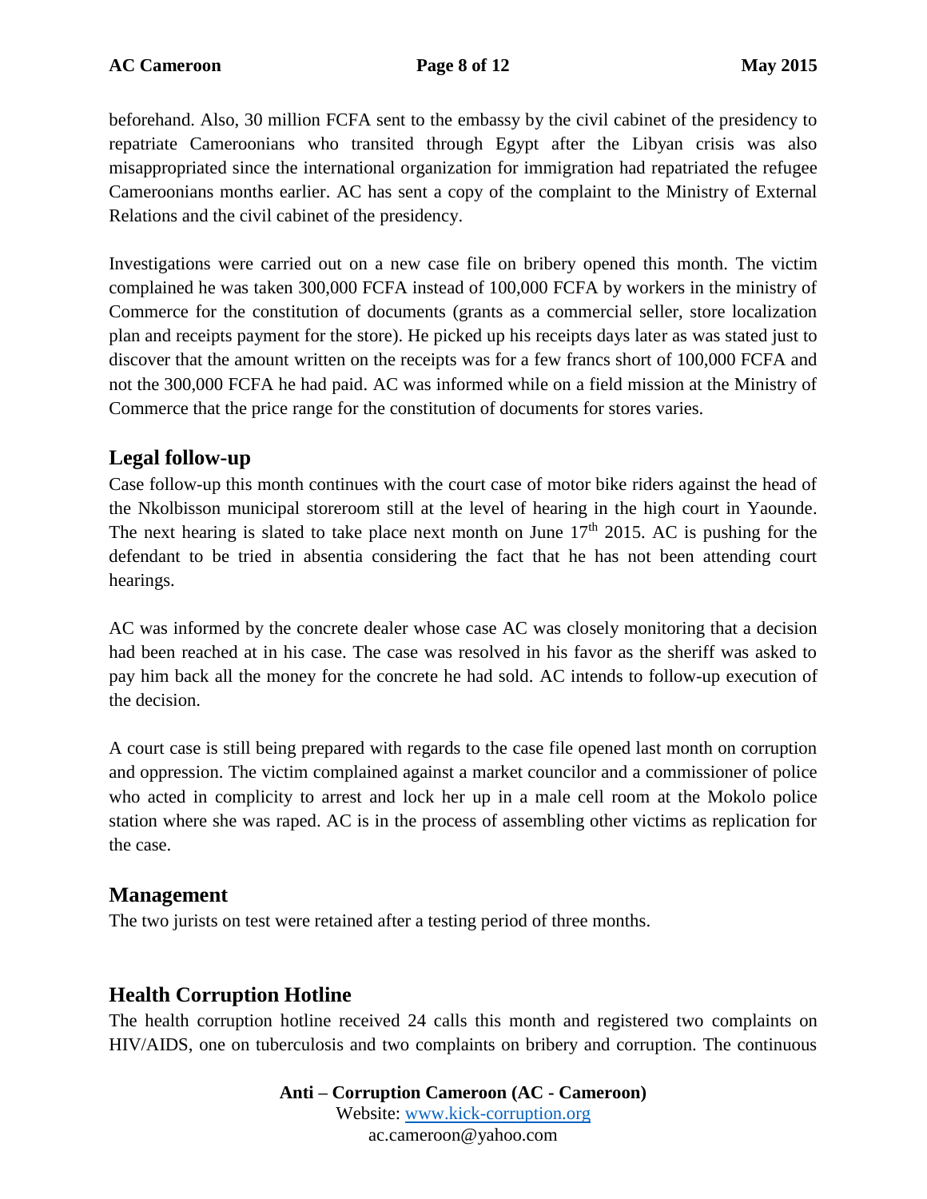beforehand. Also, 30 million FCFA sent to the embassy by the civil cabinet of the presidency to repatriate Cameroonians who transited through Egypt after the Libyan crisis was also misappropriated since the international organization for immigration had repatriated the refugee Cameroonians months earlier. AC has sent a copy of the complaint to the Ministry of External Relations and the civil cabinet of the presidency.

Investigations were carried out on a new case file on bribery opened this month. The victim complained he was taken 300,000 FCFA instead of 100,000 FCFA by workers in the ministry of Commerce for the constitution of documents (grants as a commercial seller, store localization plan and receipts payment for the store). He picked up his receipts days later as was stated just to discover that the amount written on the receipts was for a few francs short of 100,000 FCFA and not the 300,000 FCFA he had paid. AC was informed while on a field mission at the Ministry of Commerce that the price range for the constitution of documents for stores varies.

## Legal follow-up

Case follow-up this month continues with the court case of motor bike riders against the head of the Nkolbisson municipal storeroom still at the level of hearing in the high court in Yaounde. The next hearing is slated to take place next month on June 17th 2015. AC is pushing for the defendant to be tried in absentia considering the fact that he has not been attending court hearings.

AC was informed by the concrete dealer whose case AC was closely monitoring that a decision had been reached at in his case. The case was resolved in his favor as the sheriff was asked to pay him back all the money for the concrete he had sold. AC intends to follow-up execution of the decision.

A court case is still being prepared with regards to the case file opened last month on corruption and oppression. The victim complained against a market councilor and a commissioner of police who acted in complicity to arrest and lock her up in a male cell room at the Mokolo police station where she was raped. AC is in the process of assembling other victims as replication for the case.

## Management

The two jurists on test were retained after a testing period of three months.

## Health Corruption Hotline

The health corruption hotline received 24 calls this month and registered two complaints on HIV/AIDS, one on tuberculosis and two complaints on bribery and corruption. The continuous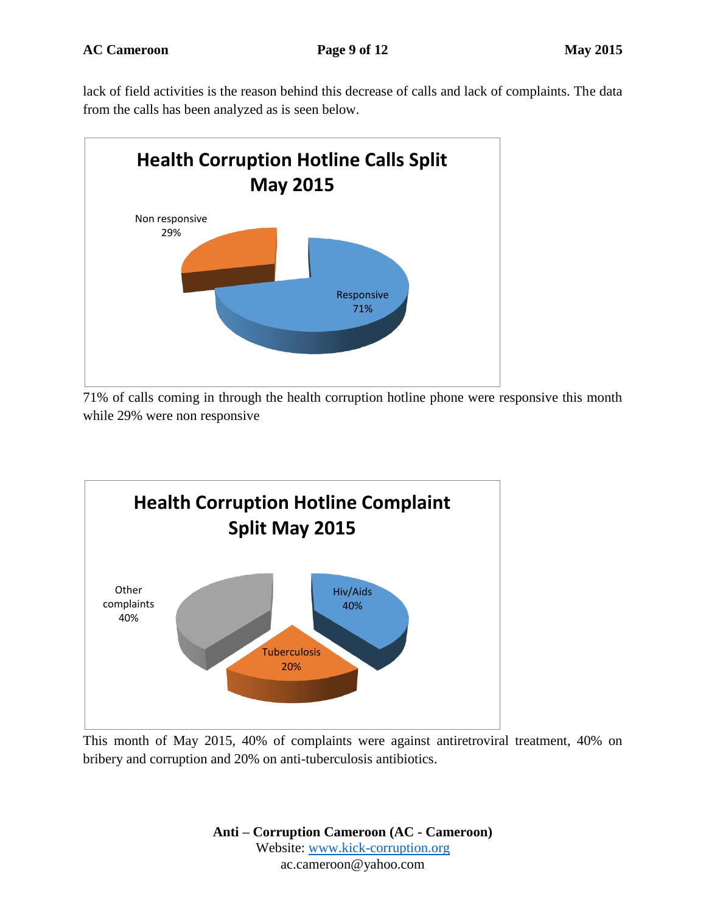lack of field activities is the reason behind this decrease of calls and lack of complaints. The data from the calls has been analyzed as is seen below.

**Health Corruption Hotline Calls Split May 2015**

Non responsive 29%

Responsive 71%

71% of calls coming in through the health corruption hotline phone were responsive this month while 29% were non responsive

**Health Corruption Hotline Complaint Split May 2015**

Other complaints 40%

Hiv/Aids 40%

Tuberculosis 20%

This month of May 2015, 40% of complaints were against antiretroviral treatment, 40% on bribery and corruption and 20% on anti-tuberculosis antibiotics.

**Anti – Corruption Cameroon (AC - Cameroon)**
Website: www.kick-corruption.org
ac.cameroon@yahoo.com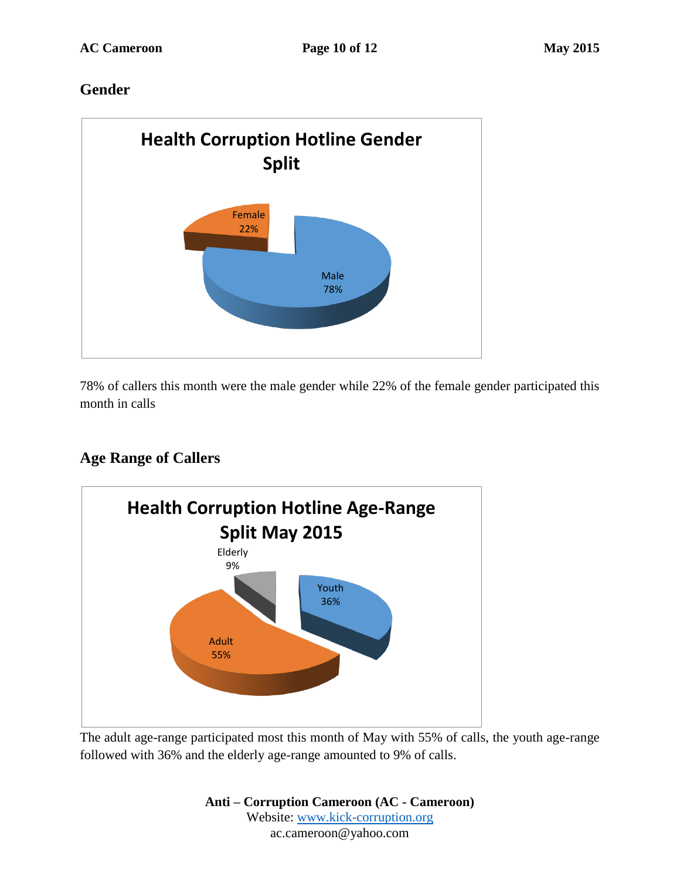## Gender

**Health Corruption Hotline Gender Split**

Female 22%

Male 78%

78% of callers this month were the male gender while 22% of the female gender participated this month in calls

## Age Range of Callers

**Health Corruption Hotline Age-Range Split May 2015**

Elderly 9%

Youth 36%

Adult 55%

The adult age-range participated most this month of May with 55% of calls, the youth age-range followed with 36% and the elderly age-range amounted to 9% of calls.

**Anti – Corruption Cameroon (AC - Cameroon)**
Website: www.kick-corruption.org
ac.cameroon@yahoo.com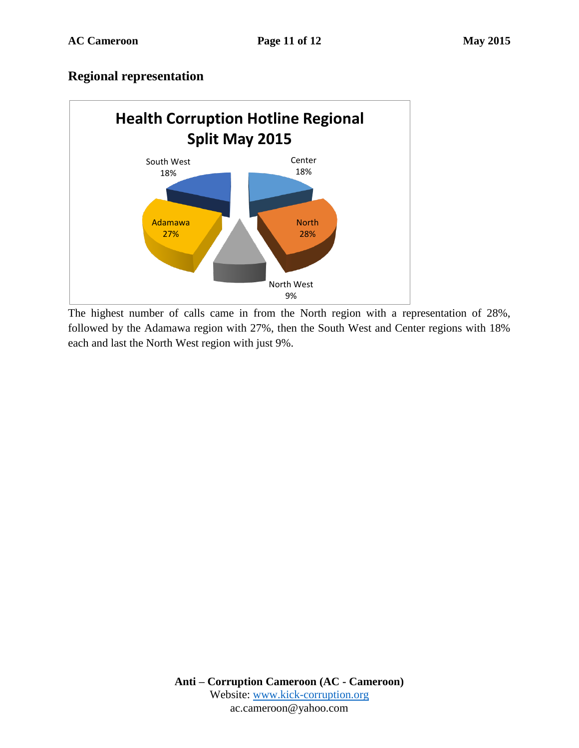## Regional representation

**Health Corruption Hotline Regional Split May 2015**

| Region | Share |
|---|---|
| North | 28% |
| Adamawa | 27% |
| South West | 18% |
| Center | 18% |
| North West | 9% |

The highest number of calls came in from the North region with a representation of 28%, followed by the Adamawa region with 27%, then the South West and Center regions with 18% each and last the North West region with just 9%.

**Anti – Corruption Cameroon (AC - Cameroon)**
Website: www.kick-corruption.org
ac.cameroon@yahoo.com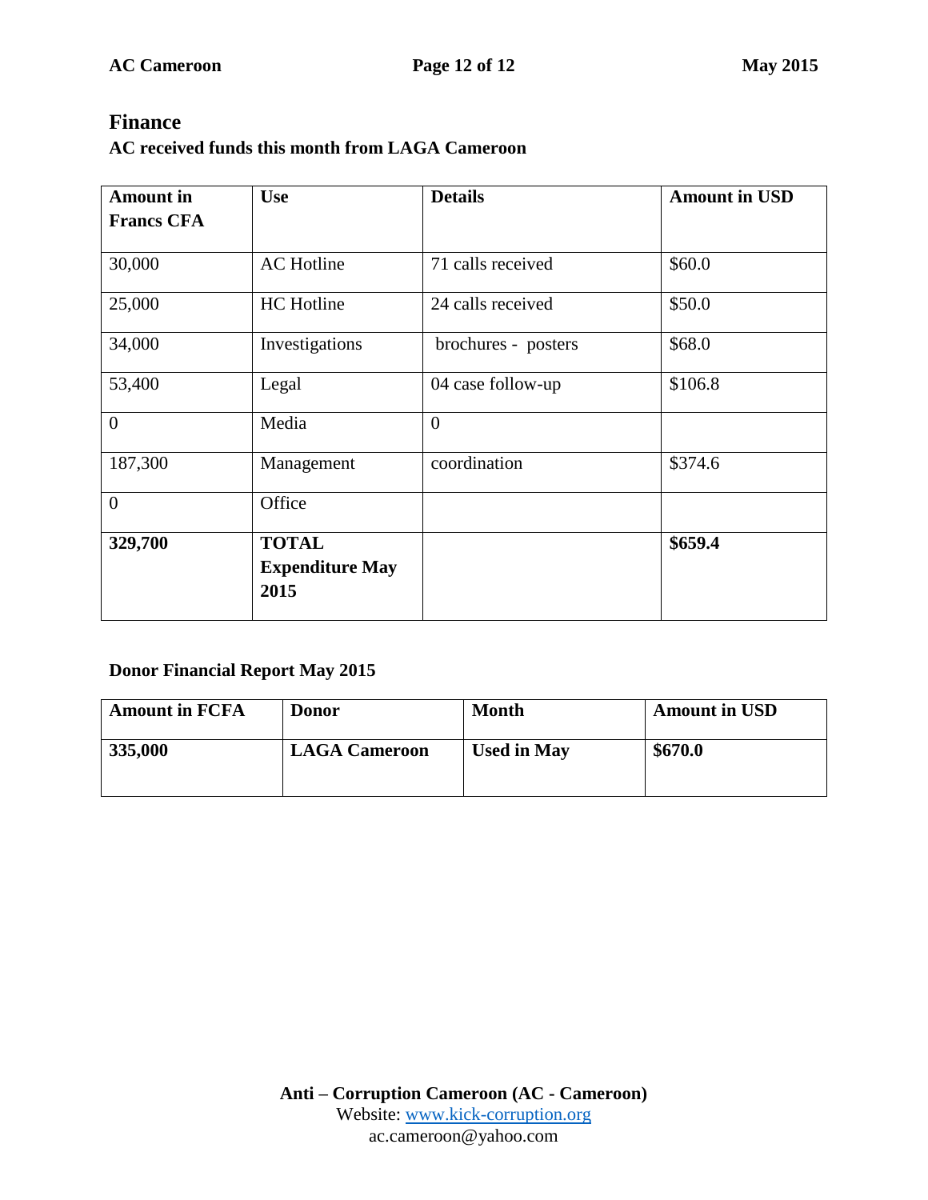## Finance

**AC received funds this month from LAGA Cameroon**

| **Amount in Francs CFA** | **Use** | **Details** | **Amount in USD** |
|---|---|---|---|
| 30,000 | AC Hotline | 71 calls received | $60.0 |
| 25,000 | HC Hotline | 24 calls received | $50.0 |
| 34,000 | Investigations | brochures - posters | $68.0 |
| 53,400 | Legal | 04 case follow-up | $106.8 |
| 0 | Media | 0 | |
| 187,300 | Management | coordination | $374.6 |
| 0 | Office | | |
| **329,700** | **TOTAL Expenditure May 2015** | | **$659.4** |

**Donor Financial Report May 2015**

| **Amount in FCFA** | **Donor** | **Month** | **Amount in USD** |
|---|---|---|---|
| **335,000** | **LAGA Cameroon** | **Used in May** | **$670.0** |

**Anti – Corruption Cameroon (AC - Cameroon)**
Website: www.kick-corruption.org
ac.cameroon@yahoo.com